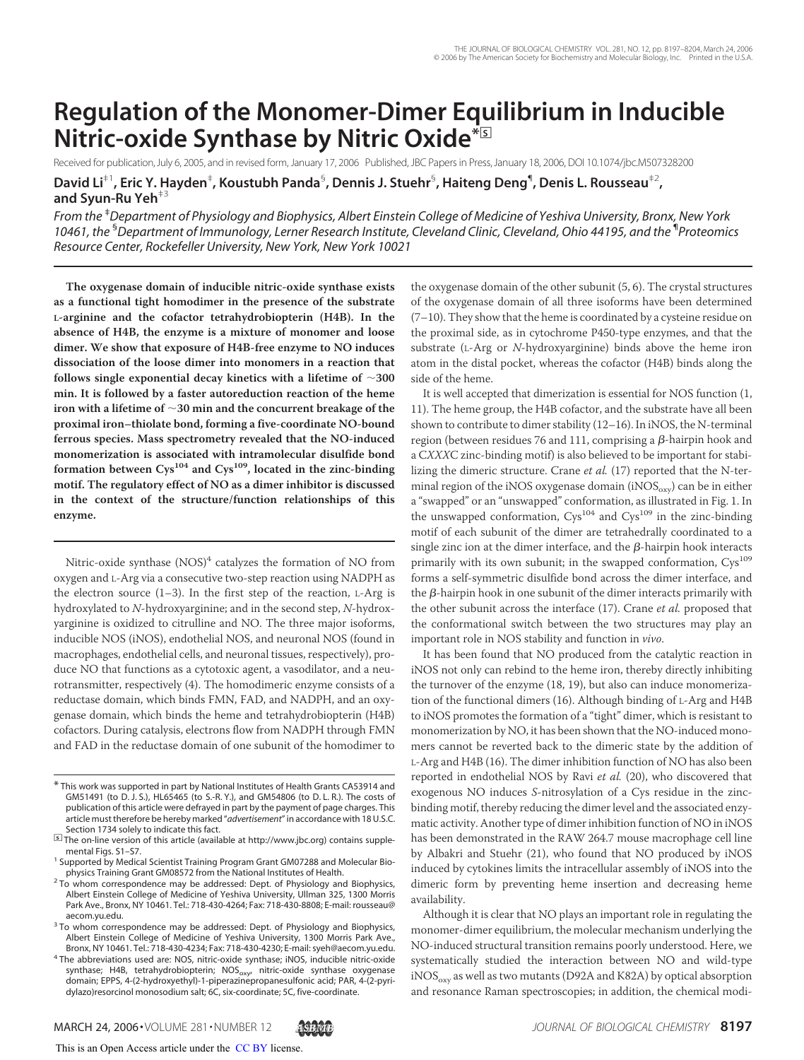# Regulation of the Monomer-Dimer Equilibrium in Inducible Nitric-oxide Synthase by Nitric Oxide*[S]

Received for publication, July 6, 2005, and in revised form, January 17, 2006 Published, JBC Papers in Press, January 18, 2006, DOI 10.1074/jbc.M507328200

**David Li**[‡1], **Eric Y. Hayden**[‡], **Koustubh Panda**[§], **Dennis J. Stuehr**[§], **Haiteng Deng**[¶], **Denis L. Rousseau**[‡2], **and Syun-Ru Yeh**[‡3]

*From the* [‡]*Department of Physiology and Biophysics, Albert Einstein College of Medicine of Yeshiva University, Bronx, New York 10461, the* [§]*Department of Immunology, Lerner Research Institute, Cleveland Clinic, Cleveland, Ohio 44195, and the* [¶]*Proteomics Resource Center, Rockefeller University, New York, New York 10021*

**The oxygenase domain of inducible nitric-oxide synthase exists as a functional tight homodimer in the presence of the substrate L-arginine and the cofactor tetrahydrobiopterin (H4B). In the absence of H4B, the enzyme is a mixture of monomer and loose dimer. We show that exposure of H4B-free enzyme to NO induces dissociation of the loose dimer into monomers in a reaction that follows single exponential decay kinetics with a lifetime of ~300 min. It is followed by a faster autoreduction reaction of the heme iron with a lifetime of ~30 min and the concurrent breakage of the proximal iron–thiolate bond, forming a five-coordinate NO-bound ferrous species. Mass spectrometry revealed that the NO-induced monomerization is associated with intramolecular disulfide bond formation between Cys**[104] **and Cys**[109]**, located in the zinc-binding motif. The regulatory effect of NO as a dimer inhibitor is discussed in the context of the structure/function relationships of this enzyme.**

Nitric-oxide synthase (NOS)[4] catalyzes the formation of NO from oxygen and L-Arg via a consecutive two-step reaction using NADPH as the electron source (1–3). In the first step of the reaction, L-Arg is hydroxylated to *N*-hydroxyarginine; and in the second step, *N*-hydroxyarginine is oxidized to citrulline and NO. The three major isoforms, inducible NOS (iNOS), endothelial NOS, and neuronal NOS (found in macrophages, endothelial cells, and neuronal tissues, respectively), produce NO that functions as a cytotoxic agent, a vasodilator, and a neurotransmitter, respectively (4). The homodimeric enzyme consists of a reductase domain, which binds FMN, FAD, and NADPH, and an oxygenase domain, which binds the heme and tetrahydrobiopterin (H4B) cofactors. During catalysis, electrons flow from NADPH through FMN and FAD in the reductase domain of one subunit of the homodimer to the oxygenase domain of the other subunit (5, 6). The crystal structures of the oxygenase domain of all three isoforms have been determined (7–10). They show that the heme is coordinated by a cysteine residue on the proximal side, as in cytochrome P450-type enzymes, and that the substrate (L-Arg or *N*-hydroxyarginine) binds above the heme iron atom in the distal pocket, whereas the cofactor (H4B) binds along the side of the heme.

It is well accepted that dimerization is essential for NOS function (1, 11). The heme group, the H4B cofactor, and the substrate have all been shown to contribute to dimer stability (12–16). In iNOS, the N-terminal region (between residues 76 and 111, comprising a β-hairpin hook and a C*XXXX*C zinc-binding motif) is also believed to be important for stabilizing the dimeric structure. Crane *et al.* (17) reported that the N-terminal region of the iNOS oxygenase domain ($iNOS_{oxy}$) can be in either a "swapped" or an "unswapped" conformation, as illustrated in Fig. 1. In the unswapped conformation, Cys[104] and Cys[109] in the zinc-binding motif of each subunit of the dimer are tetrahedrally coordinated to a single zinc ion at the dimer interface, and the β-hairpin hook interacts primarily with its own subunit; in the swapped conformation, Cys[109] forms a self-symmetric disulfide bond across the dimer interface, and the β-hairpin hook in one subunit of the dimer interacts primarily with the other subunit across the interface (17). Crane *et al.* proposed that the conformational switch between the two structures may play an important role in NOS stability and function in *vivo*.

It has been found that NO produced from the catalytic reaction in iNOS not only can rebind to the heme iron, thereby directly inhibiting the turnover of the enzyme (18, 19), but also can induce monomerization of the functional dimers (16). Although binding of L-Arg and H4B to iNOS promotes the formation of a "tight" dimer, which is resistant to monomerization by NO, it has been shown that the NO-induced monomers cannot be reverted back to the dimeric state by the addition of L-Arg and H4B (16). The dimer inhibition function of NO has also been reported in endothelial NOS by Ravi *et al.* (20), who discovered that exogenous NO induces *S*-nitrosylation of a Cys residue in the zinc-binding motif, thereby reducing the dimer level and the associated enzymatic activity. Another type of dimer inhibition function of NO in iNOS has been demonstrated in the RAW 264.7 mouse macrophage cell line by Albakri and Stuehr (21), who found that NO produced by iNOS induced by cytokines limits the intracellular assembly of iNOS into the dimeric form by preventing heme insertion and decreasing heme availability.

Although it is clear that NO plays an important role in regulating the monomer-dimer equilibrium, the molecular mechanism underlying the NO-induced structural transition remains poorly understood. Here, we systematically studied the interaction between NO and wild-type $iNOS_{oxy}$ as well as two mutants (D92A and K82A) by optical absorption and resonance Raman spectroscopies; in addition, the chemical modi-

---

\* This work was supported in part by National Institutes of Health Grants CA53914 and GM51491 (to D. J. S.), HL65465 (to S.-R. Y.), and GM54806 (to D. L. R.). The costs of publication of this article were defrayed in part by the payment of page charges. This article must therefore be hereby marked "*advertisement*" in accordance with 18 U.S.C. Section 1734 solely to indicate this fact.

[S] The on-line version of this article (available at http://www.jbc.org) contains supplemental Figs. S1–S7.

[1] Supported by Medical Scientist Training Program Grant GM07288 and Molecular Biophysics Training Grant GM08572 from the National Institutes of Health.

[2] To whom correspondence may be addressed: Dept. of Physiology and Biophysics, Albert Einstein College of Medicine of Yeshiva University, Ullman 325, 1300 Morris Park Ave., Bronx, NY 10461. Tel.: 718-430-4264; Fax: 718-430-8808; E-mail: rousseau@aecom.yu.edu.

[3] To whom correspondence may be addressed: Dept. of Physiology and Biophysics, Albert Einstein College of Medicine of Yeshiva University, 1300 Morris Park Ave., Bronx, NY 10461. Tel.: 718-430-4234; Fax: 718-430-4230; E-mail: syeh@aecom.yu.edu.

[4] The abbreviations used are: NOS, nitric-oxide synthase; iNOS, inducible nitric-oxide synthase; H4B, tetrahydrobiopterin; $NOS_{oxy}$, nitric-oxide synthase oxygenase domain; EPPS, 4-(2-hydroxyethyl)-1-piperazinepropanesulfonic acid; PAR, 4-(2-pyridylazo)resorcinol monosodium salt; 6C, six-coordinate; 5C, five-coordinate.

This is an Open Access article under the CC BY license.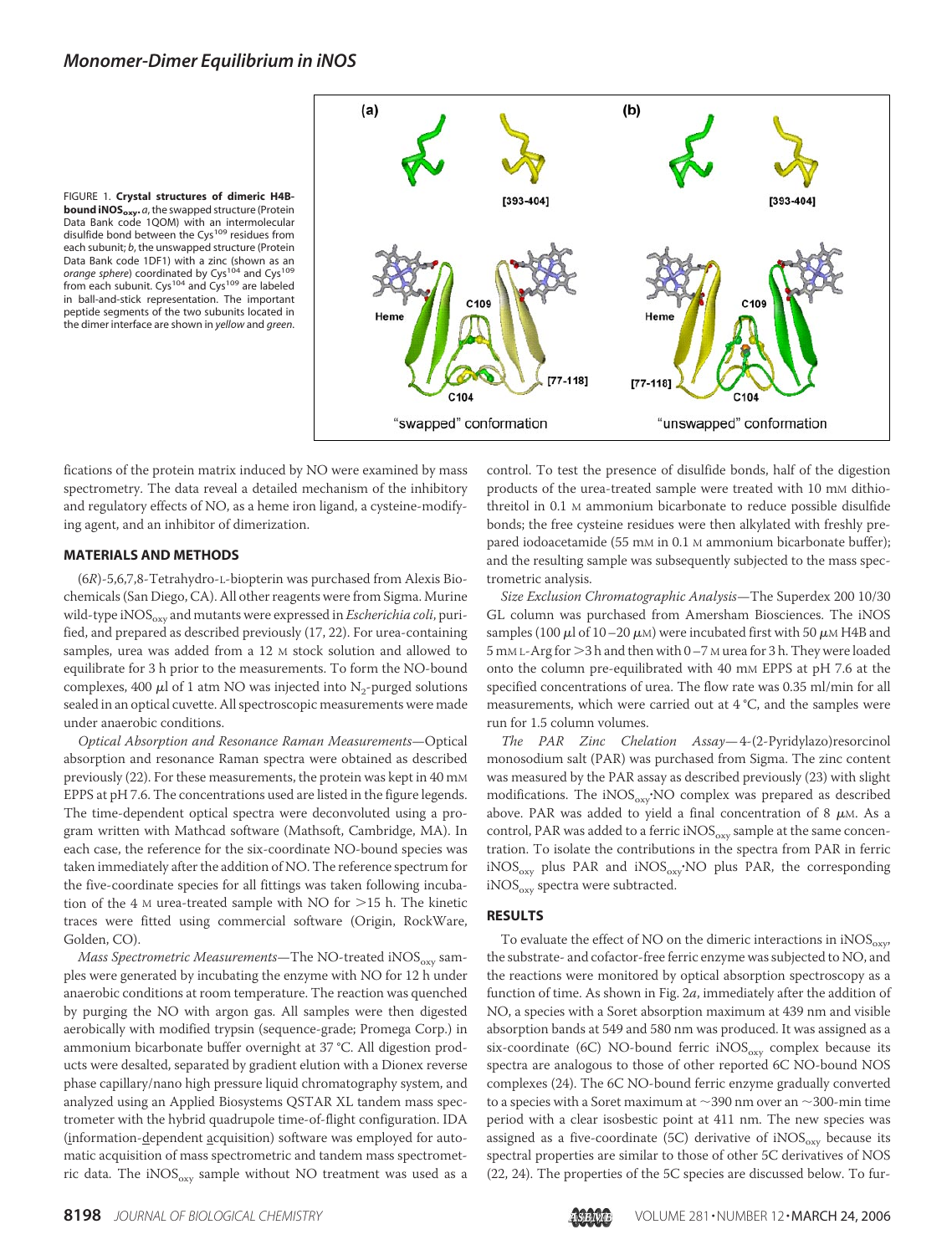FIGURE 1. **Crystal structures of dimeric H4B-bound $iNOS_{oxy}$.** *a*, the swapped structure (Protein Data Bank code 1QOM) with an intermolecular disulfide bond between the $Cys^{109}$ residues from each subunit; *b*, the unswapped structure (Protein Data Bank code 1DF1) with a zinc (shown as an *orange sphere*) coordinated by $Cys^{104}$ and $Cys^{109}$ from each subunit. $Cys^{104}$ and $Cys^{109}$ are labeled in ball-and-stick representation. The important peptide segments of the two subunits located in the dimer interface are shown in *yellow* and *green*.

fications of the protein matrix induced by NO were examined by mass spectrometry. The data reveal a detailed mechanism of the inhibitory and regulatory effects of NO, as a heme iron ligand, a cysteine-modifying agent, and an inhibitor of dimerization.

## MATERIALS AND METHODS

(6*R*)-5,6,7,8-Tetrahydro-L-biopterin was purchased from Alexis Biochemicals (San Diego, CA). All other reagents were from Sigma. Murine wild-type $iNOS_{oxy}$ and mutants were expressed in *Escherichia coli*, purified, and prepared as described previously (17, 22). For urea-containing samples, urea was added from a 12 M stock solution and allowed to equilibrate for 3 h prior to the measurements. To form the NO-bound complexes, 400 μl of 1 atm NO was injected into $N_2$-purged solutions sealed in an optical cuvette. All spectroscopic measurements were made under anaerobic conditions.

*Optical Absorption and Resonance Raman Measurements*—Optical absorption and resonance Raman spectra were obtained as described previously (22). For these measurements, the protein was kept in 40 mM EPPS at pH 7.6. The concentrations used are listed in the figure legends. The time-dependent optical spectra were deconvoluted using a program written with Mathcad software (Mathsoft, Cambridge, MA). In each case, the reference for the six-coordinate NO-bound species was taken immediately after the addition of NO. The reference spectrum for the five-coordinate species for all fittings was taken following incubation of the 4 M urea-treated sample with NO for >15 h. The kinetic traces were fitted using commercial software (Origin, RockWare, Golden, CO).

*Mass Spectrometric Measurements*—The NO-treated $iNOS_{oxy}$ samples were generated by incubating the enzyme with NO for 12 h under anaerobic conditions at room temperature. The reaction was quenched by purging the NO with argon gas. All samples were then digested aerobically with modified trypsin (sequence-grade; Promega Corp.) in ammonium bicarbonate buffer overnight at 37 °C. All digestion products were desalted, separated by gradient elution with a Dionex reverse phase capillary/nano high pressure liquid chromatography system, and analyzed using an Applied Biosystems QSTAR XL tandem mass spectrometer with the hybrid quadrupole time-of-flight configuration. IDA (information-dependent acquisition) software was employed for automatic acquisition of mass spectrometric and tandem mass spectrometric data. The $iNOS_{oxy}$ sample without NO treatment was used as a control. To test the presence of disulfide bonds, half of the digestion products of the urea-treated sample were treated with 10 mM dithiothreitol in 0.1 M ammonium bicarbonate to reduce possible disulfide bonds; the free cysteine residues were then alkylated with freshly prepared iodoacetamide (55 mM in 0.1 M ammonium bicarbonate buffer); and the resulting sample was subsequently subjected to the mass spectrometric analysis.

*Size Exclusion Chromatographic Analysis*—The Superdex 200 10/30 GL column was purchased from Amersham Biosciences. The iNOS samples (100 μl of 10–20 μM) were incubated first with 50 μM H4B and 5 mM L-Arg for >3 h and then with 0–7 M urea for 3 h. They were loaded onto the column pre-equilibrated with 40 mM EPPS at pH 7.6 at the specified concentrations of urea. The flow rate was 0.35 ml/min for all measurements, which were carried out at 4 °C, and the samples were run for 1.5 column volumes.

*The PAR Zinc Chelation Assay*—4-(2-Pyridylazo)resorcinol monosodium salt (PAR) was purchased from Sigma. The zinc content was measured by the PAR assay as described previously (23) with slight modifications. The $iNOS_{oxy}$·NO complex was prepared as described above. PAR was added to yield a final concentration of 8 μM. As a control, PAR was added to a ferric $iNOS_{oxy}$ sample at the same concentration. To isolate the contributions in the spectra from PAR in ferric $iNOS_{oxy}$ plus PAR and $iNOS_{oxy}$·NO plus PAR, the corresponding $iNOS_{oxy}$ spectra were subtracted.

## RESULTS

To evaluate the effect of NO on the dimeric interactions in $iNOS_{oxy}$, the substrate- and cofactor-free ferric enzyme was subjected to NO, and the reactions were monitored by optical absorption spectroscopy as a function of time. As shown in Fig. 2*a*, immediately after the addition of NO, a species with a Soret absorption maximum at 439 nm and visible absorption bands at 549 and 580 nm was produced. It was assigned as a six-coordinate (6C) NO-bound ferric $iNOS_{oxy}$ complex because its spectra are analogous to those of other reported 6C NO-bound NOS complexes (24). The 6C NO-bound ferric enzyme gradually converted to a species with a Soret maximum at ~390 nm over an ~300-min time period with a clear isosbestic point at 411 nm. The new species was assigned as a five-coordinate (5C) derivative of $iNOS_{oxy}$ because its spectral properties are similar to those of other 5C derivatives of NOS (22, 24). The properties of the 5C species are discussed below. To fur-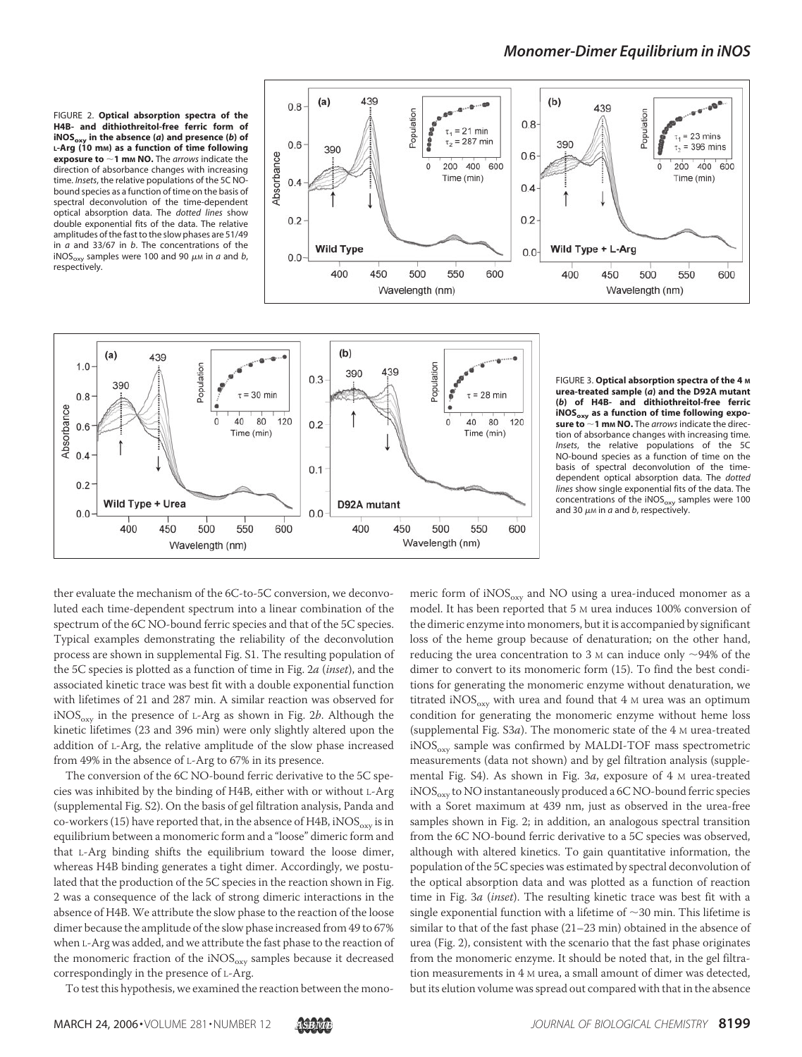FIGURE 2. **Optical absorption spectra of the H4B- and dithiothreitol-free ferric form of $iNOS_{oxy}$ in the absence (*a*) and presence (*b*) of L-Arg (10 mM) as a function of time following exposure to ~1 mM NO.** The *arrows* indicate the direction of absorbance changes with increasing time. *Insets*, the relative populations of the 5C NO-bound species as a function of time on the basis of spectral deconvolution of the time-dependent optical absorption data. The *dotted lines* show double exponential fits of the data. The relative amplitudes of the fast to the slow phases are 51/49 in *a* and 33/67 in *b*. The concentrations of the $iNOS_{oxy}$ samples were 100 and 90 μM in *a* and *b*, respectively.

FIGURE 3. **Optical absorption spectra of the 4 M urea-treated sample (*a*) and the D92A mutant (*b*) of H4B- and dithiothreitol-free ferric $iNOS_{oxy}$ as a function of time following exposure to ~1 mM NO.** The *arrows* indicate the direction of absorbance changes with increasing time. *Insets*, the relative populations of the 5C NO-bound species as a function of time on the basis of spectral deconvolution of the time-dependent optical absorption data. The *dotted lines* show single exponential fits of the data. The concentrations of the $iNOS_{oxy}$ samples were 100 and 30 μM in *a* and *b*, respectively.

ther evaluate the mechanism of the 6C-to-5C conversion, we deconvoluted each time-dependent spectrum into a linear combination of the spectrum of the 6C NO-bound ferric species and that of the 5C species. Typical examples demonstrating the reliability of the deconvolution process are shown in supplemental Fig. S1. The resulting population of the 5C species is plotted as a function of time in Fig. 2*a* (*inset*), and the associated kinetic trace was best fit with a double exponential function with lifetimes of 21 and 287 min. A similar reaction was observed for $iNOS_{oxy}$ in the presence of L-Arg as shown in Fig. 2*b*. Although the kinetic lifetimes (23 and 396 min) were only slightly altered upon the addition of L-Arg, the relative amplitude of the slow phase increased from 49% in the absence of L-Arg to 67% in its presence.

The conversion of the 6C NO-bound ferric derivative to the 5C species was inhibited by the binding of H4B, either with or without L-Arg (supplemental Fig. S2). On the basis of gel filtration analysis, Panda and co-workers (15) have reported that, in the absence of H4B, $iNOS_{oxy}$ is in equilibrium between a monomeric form and a "loose" dimeric form and that L-Arg binding shifts the equilibrium toward the loose dimer, whereas H4B binding generates a tight dimer. Accordingly, we postulated that the production of the 5C species in the reaction shown in Fig. 2 was a consequence of the lack of strong dimeric interactions in the absence of H4B. We attribute the slow phase to the reaction of the loose dimer because the amplitude of the slow phase increased from 49 to 67% when L-Arg was added, and we attribute the fast phase to the reaction of the monomeric fraction of the $iNOS_{oxy}$ samples because it decreased correspondingly in the presence of L-Arg.

To test this hypothesis, we examined the reaction between the monomeric form of $iNOS_{oxy}$ and NO using a urea-induced monomer as a model. It has been reported that 5 M urea induces 100% conversion of the dimeric enzyme into monomers, but it is accompanied by significant loss of the heme group because of denaturation; on the other hand, reducing the urea concentration to 3 M can induce only ~94% of the dimer to convert to its monomeric form (15). To find the best conditions for generating the monomeric enzyme without denaturation, we titrated $iNOS_{oxy}$ with urea and found that 4 M urea was an optimum condition for generating the monomeric enzyme without heme loss (supplemental Fig. S3*a*). The monomeric state of the 4 M urea-treated $iNOS_{oxy}$ sample was confirmed by MALDI-TOF mass spectrometric measurements (data not shown) and by gel filtration analysis (supplemental Fig. S4). As shown in Fig. 3*a*, exposure of 4 M urea-treated $iNOS_{oxy}$ to NO instantaneously produced a 6C NO-bound ferric species with a Soret maximum at 439 nm, just as observed in the urea-free samples shown in Fig. 2; in addition, an analogous spectral transition from the 6C NO-bound ferric derivative to a 5C species was observed, although with altered kinetics. To gain quantitative information, the population of the 5C species was estimated by spectral deconvolution of the optical absorption data and was plotted as a function of reaction time in Fig. 3*a* (*inset*). The resulting kinetic trace was best fit with a single exponential function with a lifetime of ~30 min. This lifetime is similar to that of the fast phase (21–23 min) obtained in the absence of urea (Fig. 2), consistent with the scenario that the fast phase originates from the monomeric enzyme. It should be noted that, in the gel filtration measurements in 4 M urea, a small amount of dimer was detected, but its elution volume was spread out compared with that in the absence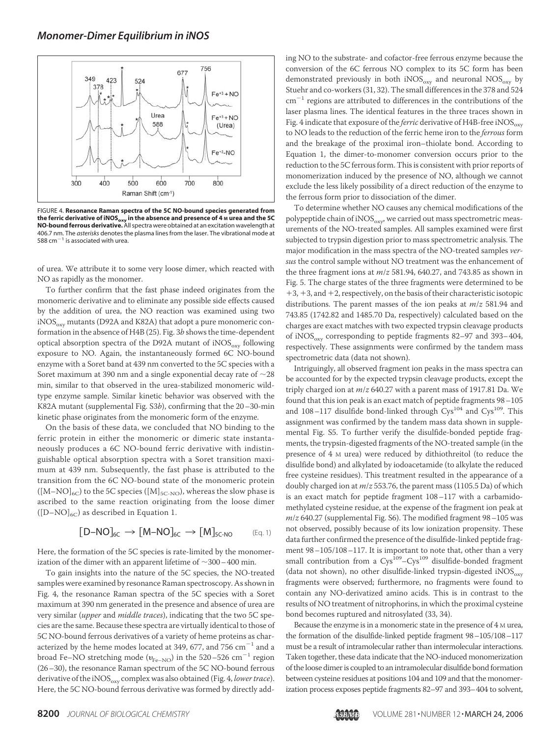FIGURE 4. **Resonance Raman spectra of the 5C NO-bound species generated from the ferric derivative of iNOS$_{oxy}$ in the absence and presence of 4 M urea and the 5C NO-bound ferrous derivative.** All spectra were obtained at an excitation wavelength at 406.7 nm. The *asterisks* denotes the plasma lines from the laser. The vibrational mode at 588 cm$^{-1}$ is associated with urea.

of urea. We attribute it to some very loose dimer, which reacted with NO as rapidly as the monomer.

To further confirm that the fast phase indeed originates from the monomeric derivative and to eliminate any possible side effects caused by the addition of urea, the NO reaction was examined using two iNOS$_{oxy}$ mutants (D92A and K82A) that adopt a pure monomeric conformation in the absence of H4B (25). Fig. 3*b* shows the time-dependent optical absorption spectra of the D92A mutant of iNOS$_{oxy}$ following exposure to NO. Again, the instantaneously formed 6C NO-bound enzyme with a Soret band at 439 nm converted to the 5C species with a Soret maximum at 390 nm and a single exponential decay rate of ~28 min, similar to that observed in the urea-stabilized monomeric wild-type enzyme sample. Similar kinetic behavior was observed with the K82A mutant (supplemental Fig. S3*b*), confirming that the 20–30-min kinetic phase originates from the monomeric form of the enzyme.

On the basis of these data, we concluded that NO binding to the ferric protein in either the monomeric or dimeric state instantaneously produces a 6C NO-bound ferric derivative with indistinguishable optical absorption spectra with a Soret transition maximum at 439 nm. Subsequently, the fast phase is attributed to the transition from the 6C NO-bound state of the monomeric protein ($[M–NO]_{6C}$) to the 5C species ($[M]_{5C\text{-}NO}$), whereas the slow phase is ascribed to the same reaction originating from the loose dimer ($[D–NO]_{6C}$) as described in Equation 1.

$$[D–NO]_{6C} \rightarrow [M–NO]_{6C} \rightarrow [M]_{5C\text{-}NO} \qquad \text{(Eq. 1)}$$

Here, the formation of the 5C species is rate-limited by the monomerization of the dimer with an apparent lifetime of ~300–400 min.

To gain insights into the nature of the 5C species, the NO-treated samples were examined by resonance Raman spectroscopy. As shown in Fig. 4, the resonance Raman spectra of the 5C species with a Soret maximum at 390 nm generated in the presence and absence of urea are very similar (*upper* and *middle traces*), indicating that the two 5C species are the same. Because these spectra are virtually identical to those of 5C NO-bound ferrous derivatives of a variety of heme proteins as characterized by the heme modes located at 349, 677, and 756 cm$^{-1}$ and a broad Fe–NO stretching mode ($\nu_{Fe-NO}$) in the 520–526 cm$^{-1}$ region (26–30), the resonance Raman spectrum of the 5C NO-bound ferrous derivative of the iNOS$_{oxy}$ complex was also obtained (Fig. 4, *lower trace*). Here, the 5C NO-bound ferrous derivative was formed by directly adding NO to the substrate- and cofactor-free ferrous enzyme because the conversion of the 6C ferrous NO complex to its 5C form has been demonstrated previously in both iNOS$_{oxy}$ and neuronal NOS$_{oxy}$ by Stuehr and co-workers (31, 32). The small differences in the 378 and 524 cm$^{-1}$ regions are attributed to differences in the contributions of the laser plasma lines. The identical features in the three traces shown in Fig. 4 indicate that exposure of the *ferric* derivative of H4B-free iNOS$_{oxy}$ to NO leads to the reduction of the ferric heme iron to the *ferrous* form and the breakage of the proximal iron–thiolate bond. According to Equation 1, the dimer-to-monomer conversion occurs prior to the reduction to the 5C ferrous form. This is consistent with prior reports of monomerization induced by the presence of NO, although we cannot exclude the less likely possibility of a direct reduction of the enzyme to the ferrous form prior to dissociation of the dimer.

To determine whether NO causes any chemical modifications of the polypeptide chain of iNOS$_{oxy}$, we carried out mass spectrometric measurements of the NO-treated samples. All samples examined were first subjected to trypsin digestion prior to mass spectrometric analysis. The major modification in the mass spectra of the NO-treated samples *versus* the control sample without NO treatment was the enhancement of the three fragment ions at *m/z* 581.94, 640.27, and 743.85 as shown in Fig. 5. The charge states of the three fragments were determined to be +3, +3, and +2, respectively, on the basis of their characteristic isotopic distributions. The parent masses of the ion peaks at *m/z* 581.94 and 743.85 (1742.82 and 1485.70 Da, respectively) calculated based on the charges are exact matches with two expected trypsin cleavage products of iNOS$_{oxy}$ corresponding to peptide fragments 82–97 and 393–404, respectively. These assignments were confirmed by the tandem mass spectrometric data (data not shown).

Intriguingly, all observed fragment ion peaks in the mass spectra can be accounted for by the expected trypsin cleavage products, except the triply charged ion at *m/z* 640.27 with a parent mass of 1917.81 Da. We found that this ion peak is an exact match of peptide fragments 98–105 and 108–117 disulfide bond-linked through Cys[104] and Cys[109]. This assignment was confirmed by the tandem mass data shown in supplemental Fig. S5. To further verify the disulfide-bonded peptide fragments, the trypsin-digested fragments of the NO-treated sample (in the presence of 4 M urea) were reduced by dithiothreitol (to reduce the disulfide bond) and alkylated by iodoacetamide (to alkylate the reduced free cysteine residues). This treatment resulted in the appearance of a doubly charged ion at *m/z* 553.76, the parent mass (1105.5 Da) of which is an exact match for peptide fragment 108–117 with a carbamidomethylated cysteine residue, at the expense of the fragment ion peak at *m/z* 640.27 (supplemental Fig. S6). The modified fragment 98–105 was not observed, possibly because of its low ionization propensity. These data further confirmed the presence of the disulfide-linked peptide fragment 98–105/108–117. It is important to note that, other than a very small contribution from a Cys[109]–Cys[109] disulfide-bonded fragment (data not shown), no other disulfide-linked trypsin-digested iNOS$_{oxy}$ fragments were observed; furthermore, no fragments were found to contain any NO-derivatized amino acids. This is in contrast to the results of NO treatment of nitrophorins, in which the proximal cysteine bond becomes ruptured and nitrosylated (33, 34).

Because the enzyme is in a monomeric state in the presence of 4 M urea, the formation of the disulfide-linked peptide fragment 98–105/108–117 must be a result of intramolecular rather than intermolecular interactions. Taken together, these data indicate that the NO-induced monomerization of the loose dimer is coupled to an intramolecular disulfide bond formation between cysteine residues at positions 104 and 109 and that the monomerization process exposes peptide fragments 82–97 and 393–404 to solvent,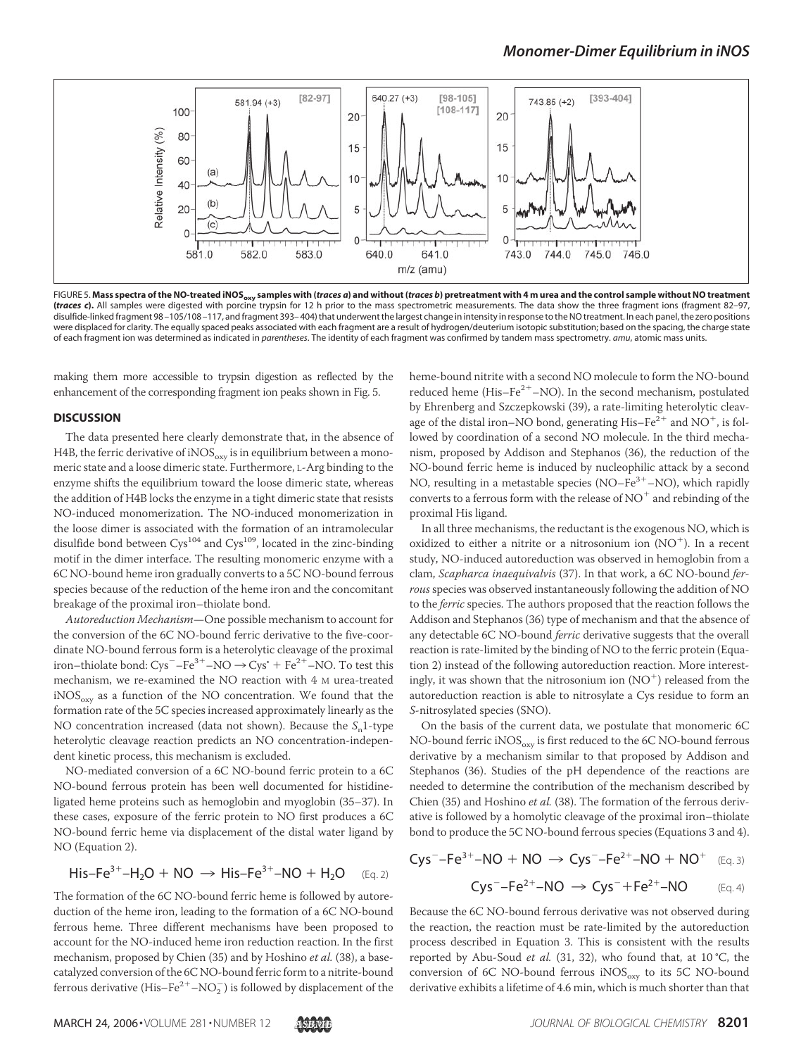FIGURE 5. **Mass spectra of the NO-treated iNOS$_{oxy}$ samples with (*traces a*) and without (*traces b*) pretreatment with 4 M urea and the control sample without NO treatment (*traces c*).** All samples were digested with porcine trypsin for 12 h prior to the mass spectrometric measurements. The data show the three fragment ions (fragment 82–97, disulfide-linked fragment 98–105/108–117, and fragment 393–404) that underwent the largest change in intensity in response to the NO treatment. In each panel, the zero positions were displaced for clarity. The equally spaced peaks associated with each fragment are a result of hydrogen/deuterium isotopic substitution; based on the spacing, the charge state of each fragment ion was determined as indicated in *parentheses*. The identity of each fragment was confirmed by tandem mass spectrometry. *amu*, atomic mass units.

making them more accessible to trypsin digestion as reflected by the enhancement of the corresponding fragment ion peaks shown in Fig. 5.

## DISCUSSION

The data presented here clearly demonstrate that, in the absence of H4B, the ferric derivative of iNOS$_{oxy}$ is in equilibrium between a monomeric state and a loose dimeric state. Furthermore, L-Arg binding to the enzyme shifts the equilibrium toward the loose dimeric state, whereas the addition of H4B locks the enzyme in a tight dimeric state that resists NO-induced monomerization. The NO-induced monomerization in the loose dimer is associated with the formation of an intramolecular disulfide bond between $Cys^{104}$ and $Cys^{109}$, located in the zinc-binding motif in the dimer interface. The resulting monomeric enzyme with a 6C NO-bound heme iron gradually converts to a 5C NO-bound ferrous species because of the reduction of the heme iron and the concomitant breakage of the proximal iron–thiolate bond.

*Autoreduction Mechanism*—One possible mechanism to account for the conversion of the 6C NO-bound ferric derivative to the five-coordinate NO-bound ferrous form is a heterolytic cleavage of the proximal iron–thiolate bond: $Cys^{-}–Fe^{3+}–NO \rightarrow Cys^{\bullet} + Fe^{2+}–NO$. To test this mechanism, we re-examined the NO reaction with 4 M urea-treated iNOS$_{oxy}$ as a function of the NO concentration. We found that the formation rate of the 5C species increased approximately linearly as the NO concentration increased (data not shown). Because the $S_n$1-type heterolytic cleavage reaction predicts an NO concentration-independent kinetic process, this mechanism is excluded.

NO-mediated conversion of a 6C NO-bound ferric protein to a 6C NO-bound ferrous protein has been well documented for histidine-ligated heme proteins such as hemoglobin and myoglobin (35–37). In these cases, exposure of the ferric protein to NO first produces a 6C NO-bound ferric heme via displacement of the distal water ligand by NO (Equation 2).

$$His–Fe^{3+}–H_2O + NO \rightarrow His–Fe^{3+}–NO + H_2O \quad \text{(Eq. 2)}$$

The formation of the 6C NO-bound ferric heme is followed by autoreduction of the heme iron, leading to the formation of a 6C NO-bound ferrous heme. Three different mechanisms have been proposed to account for the NO-induced heme iron reduction reaction. In the first mechanism, proposed by Chien (35) and by Hoshino *et al.* (38), a base-catalyzed conversion of the 6C NO-bound ferric form to a nitrite-bound ferrous derivative ($His–Fe^{2+}–NO_2^{-}$) is followed by displacement of the heme-bound nitrite with a second NO molecule to form the NO-bound reduced heme ($His–Fe^{2+}–NO$). In the second mechanism, postulated by Ehrenberg and Szczepkowski (39), a rate-limiting heterolytic cleavage of the distal iron–NO bond, generating $His–Fe^{2+}$ and $NO^{+}$, is followed by coordination of a second NO molecule. In the third mechanism, proposed by Addison and Stephanos (36), the reduction of the NO-bound ferric heme is induced by nucleophilic attack by a second NO, resulting in a metastable species ($NO–Fe^{3+}–NO$), which rapidly converts to a ferrous form with the release of $NO^{+}$ and rebinding of the proximal His ligand.

In all three mechanisms, the reductant is the exogenous NO, which is oxidized to either a nitrite or a nitrosonium ion ($NO^{+}$). In a recent study, NO-induced autoreduction was observed in hemoglobin from a clam, *Scapharca inaequivalvis* (37). In that work, a 6C NO-bound *ferrous* species was observed instantaneously following the addition of NO to the *ferric* species. The authors proposed that the reaction follows the Addison and Stephanos (36) type of mechanism and that the absence of any detectable 6C NO-bound *ferric* derivative suggests that the overall reaction is rate-limited by the binding of NO to the ferric protein (Equation 2) instead of the following autoreduction reaction. More interestingly, it was shown that the nitrosonium ion ($NO^{+}$) released from the autoreduction reaction is able to nitrosylate a Cys residue to form an *S*-nitrosylated species (SNO).

On the basis of the current data, we postulate that monomeric 6C NO-bound ferric iNOS$_{oxy}$ is first reduced to the 6C NO-bound ferrous derivative by a mechanism similar to that proposed by Addison and Stephanos (36). Studies of the pH dependence of the reactions are needed to determine the contribution of the mechanism described by Chien (35) and Hoshino *et al.* (38). The formation of the ferrous derivative is followed by a homolytic cleavage of the proximal iron–thiolate bond to produce the 5C NO-bound ferrous species (Equations 3 and 4).

$$Cys^{-}–Fe^{3+}–NO + NO \rightarrow Cys^{-}–Fe^{2+}–NO + NO^{+} \quad \text{(Eq. 3)}$$

$$Cys^{-}–Fe^{2+}–NO \rightarrow Cys^{-} + Fe^{2+}–NO \quad \text{(Eq. 4)}$$

Because the 6C NO-bound ferrous derivative was not observed during the reaction, the reaction must be rate-limited by the autoreduction process described in Equation 3. This is consistent with the results reported by Abu-Soud *et al.* (31, 32), who found that, at 10 °C, the conversion of 6C NO-bound ferrous iNOS$_{oxy}$ to its 5C NO-bound derivative exhibits a lifetime of 4.6 min, which is much shorter than that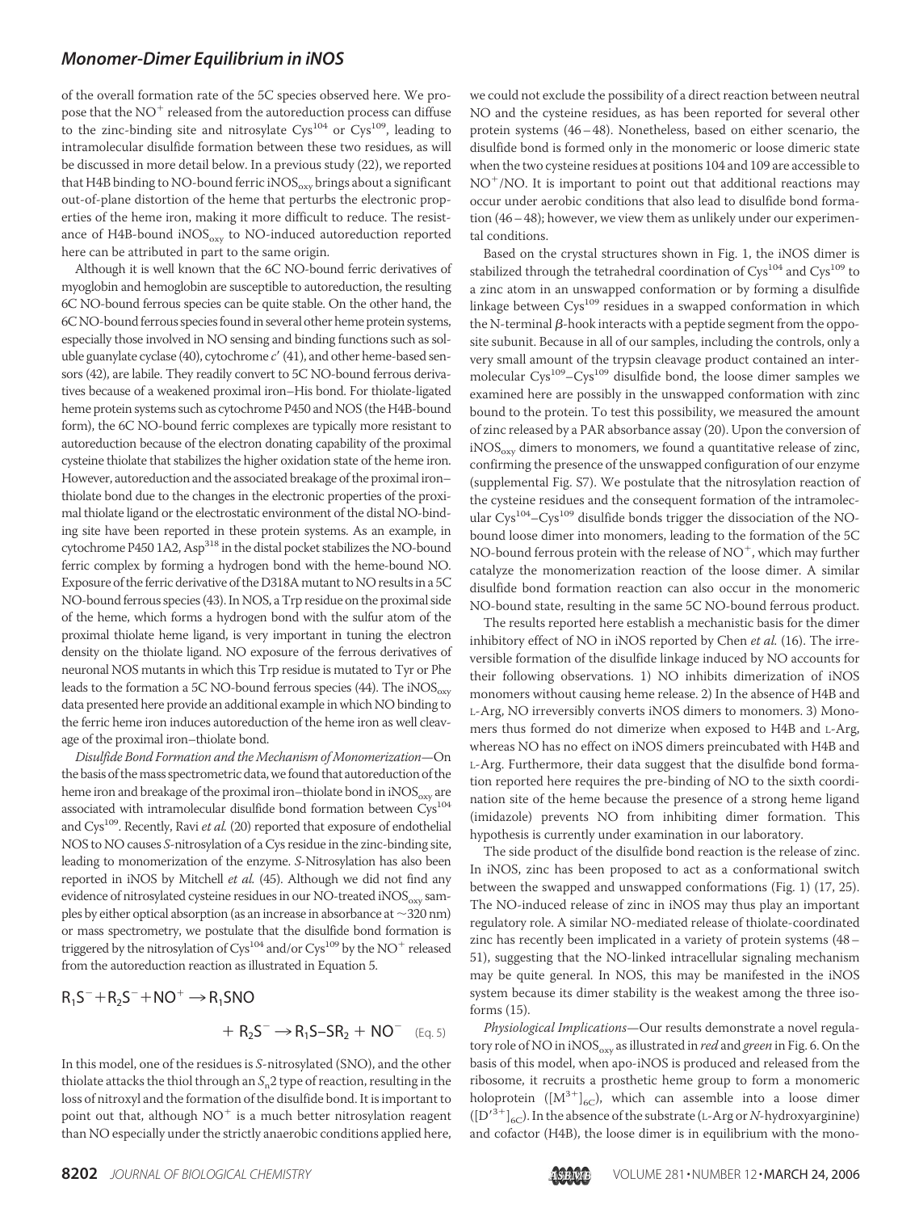of the overall formation rate of the 5C species observed here. We propose that the $NO^+$ released from the autoreduction process can diffuse to the zinc-binding site and nitrosylate $Cys^{104}$ or $Cys^{109}$, leading to intramolecular disulfide formation between these two residues, as will be discussed in more detail below. In a previous study (22), we reported that H4B binding to NO-bound ferric $iNOS_{oxy}$ brings about a significant out-of-plane distortion of the heme that perturbs the electronic properties of the heme iron, making it more difficult to reduce. The resistance of H4B-bound $iNOS_{oxy}$ to NO-induced autoreduction reported here can be attributed in part to the same origin.

Although it is well known that the 6C NO-bound ferric derivatives of myoglobin and hemoglobin are susceptible to autoreduction, the resulting 6C NO-bound ferrous species can be quite stable. On the other hand, the 6C NO-bound ferrous species found in several other heme protein systems, especially those involved in NO sensing and binding functions such as soluble guanylate cyclase (40), cytochrome $c'$ (41), and other heme-based sensors (42), are labile. They readily convert to 5C NO-bound ferrous derivatives because of a weakened proximal iron–His bond. For thiolate-ligated heme protein systems such as cytochrome P450 and NOS (the H4B-bound form), the 6C NO-bound ferric complexes are typically more resistant to autoreduction because of the electron donating capability of the proximal cysteine thiolate that stabilizes the higher oxidation state of the heme iron. However, autoreduction and the associated breakage of the proximal iron–thiolate bond due to the changes in the electronic properties of the proximal thiolate ligand or the electrostatic environment of the distal NO-binding site have been reported in these protein systems. As an example, in cytochrome P450 1A2, $Asp^{318}$ in the distal pocket stabilizes the NO-bound ferric complex by forming a hydrogen bond with the heme-bound NO. Exposure of the ferric derivative of the D318A mutant to NO results in a 5C NO-bound ferrous species (43). In NOS, a Trp residue on the proximal side of the heme, which forms a hydrogen bond with the sulfur atom of the proximal thiolate heme ligand, is very important in tuning the electron density on the thiolate ligand. NO exposure of the ferrous derivatives of neuronal NOS mutants in which this Trp residue is mutated to Tyr or Phe leads to the formation a 5C NO-bound ferrous species (44). The $iNOS_{oxy}$ data presented here provide an additional example in which NO binding to the ferric heme iron induces autoreduction of the heme iron as well cleavage of the proximal iron–thiolate bond.

*Disulfide Bond Formation and the Mechanism of Monomerization*—On the basis of the mass spectrometric data, we found that autoreduction of the heme iron and breakage of the proximal iron–thiolate bond in $iNOS_{oxy}$ are associated with intramolecular disulfide bond formation between $Cys^{104}$ and $Cys^{109}$. Recently, Ravi *et al.* (20) reported that exposure of endothelial NOS to NO causes *S*-nitrosylation of a Cys residue in the zinc-binding site, leading to monomerization of the enzyme. *S*-Nitrosylation has also been reported in iNOS by Mitchell *et al.* (45). Although we did not find any evidence of nitrosylated cysteine residues in our NO-treated $iNOS_{oxy}$ samples by either optical absorption (as an increase in absorbance at ~320 nm) or mass spectrometry, we postulate that the disulfide bond formation is triggered by the nitrosylation of $Cys^{104}$ and/or $Cys^{109}$ by the $NO^+$ released from the autoreduction reaction as illustrated in Equation 5.

$$R_1S^- + R_2S^- + NO^+ \rightarrow R_1SNO + R_2S^- \rightarrow R_1S\text{–}SR_2 + NO^- \quad \text{(Eq. 5)}$$

In this model, one of the residues is *S*-nitrosylated (SNO), and the other thiolate attacks the thiol through an $S_n2$ type of reaction, resulting in the loss of nitroxyl and the formation of the disulfide bond. It is important to point out that, although $NO^+$ is a much better nitrosylation reagent than NO especially under the strictly anaerobic conditions applied here, we could not exclude the possibility of a direct reaction between neutral NO and the cysteine residues, as has been reported for several other protein systems (46–48). Nonetheless, based on either scenario, the disulfide bond is formed only in the monomeric or loose dimeric state when the two cysteine residues at positions 104 and 109 are accessible to $NO^+$/NO. It is important to point out that additional reactions may occur under aerobic conditions that also lead to disulfide bond formation (46–48); however, we view them as unlikely under our experimental conditions.

Based on the crystal structures shown in Fig. 1, the iNOS dimer is stabilized through the tetrahedral coordination of $Cys^{104}$ and $Cys^{109}$ to a zinc atom in an unswapped conformation or by forming a disulfide linkage between $Cys^{109}$ residues in a swapped conformation in which the N-terminal $\beta$-hook interacts with a peptide segment from the opposite subunit. Because in all of our samples, including the controls, only a very small amount of the trypsin cleavage product contained an intermolecular $Cys^{109}$–$Cys^{109}$ disulfide bond, the loose dimer samples we examined here are possibly in the unswapped conformation with zinc bound to the protein. To test this possibility, we measured the amount of zinc released by a PAR absorbance assay (20). Upon the conversion of $iNOS_{oxy}$ dimers to monomers, we found a quantitative release of zinc, confirming the presence of the unswapped configuration of our enzyme (supplemental Fig. S7). We postulate that the nitrosylation reaction of the cysteine residues and the consequent formation of the intramolecular $Cys^{104}$–$Cys^{109}$ disulfide bonds trigger the dissociation of the NO-bound loose dimer into monomers, leading to the formation of the 5C NO-bound ferrous protein with the release of $NO^+$, which may further catalyze the monomerization reaction of the loose dimer. A similar disulfide bond formation reaction can also occur in the monomeric NO-bound state, resulting in the same 5C NO-bound ferrous product.

The results reported here establish a mechanistic basis for the dimer inhibitory effect of NO in iNOS reported by Chen *et al.* (16). The irreversible formation of the disulfide linkage induced by NO accounts for their following observations. 1) NO inhibits dimerization of iNOS monomers without causing heme release. 2) In the absence of H4B and L-Arg, NO irreversibly converts iNOS dimers to monomers. 3) Monomers thus formed do not dimerize when exposed to H4B and L-Arg, whereas NO has no effect on iNOS dimers preincubated with H4B and L-Arg. Furthermore, their data suggest that the disulfide bond formation reported here requires the pre-binding of NO to the sixth coordination site of the heme because the presence of a strong heme ligand (imidazole) prevents NO from inhibiting dimer formation. This hypothesis is currently under examination in our laboratory.

The side product of the disulfide bond reaction is the release of zinc. In iNOS, zinc has been proposed to act as a conformational switch between the swapped and unswapped conformations (Fig. 1) (17, 25). The NO-induced release of zinc in iNOS may thus play an important regulatory role. A similar NO-mediated release of thiolate-coordinated zinc has recently been implicated in a variety of protein systems (48–51), suggesting that the NO-linked intracellular signaling mechanism may be quite general. In NOS, this may be manifested in the iNOS system because its dimer stability is the weakest among the three isoforms (15).

*Physiological Implications*—Our results demonstrate a novel regulatory role of NO in $iNOS_{oxy}$ as illustrated in *red* and *green* in Fig. 6. On the basis of this model, when apo-iNOS is produced and released from the ribosome, it recruits a prosthetic heme group to form a monomeric holoprotein ($[M^{3+}]_{6C}$), which can assemble into a loose dimer ($[D'^{3+}]_{6C}$). In the absence of the substrate (L-Arg or *N*-hydroxyarginine) and cofactor (H4B), the loose dimer is in equilibrium with the mono-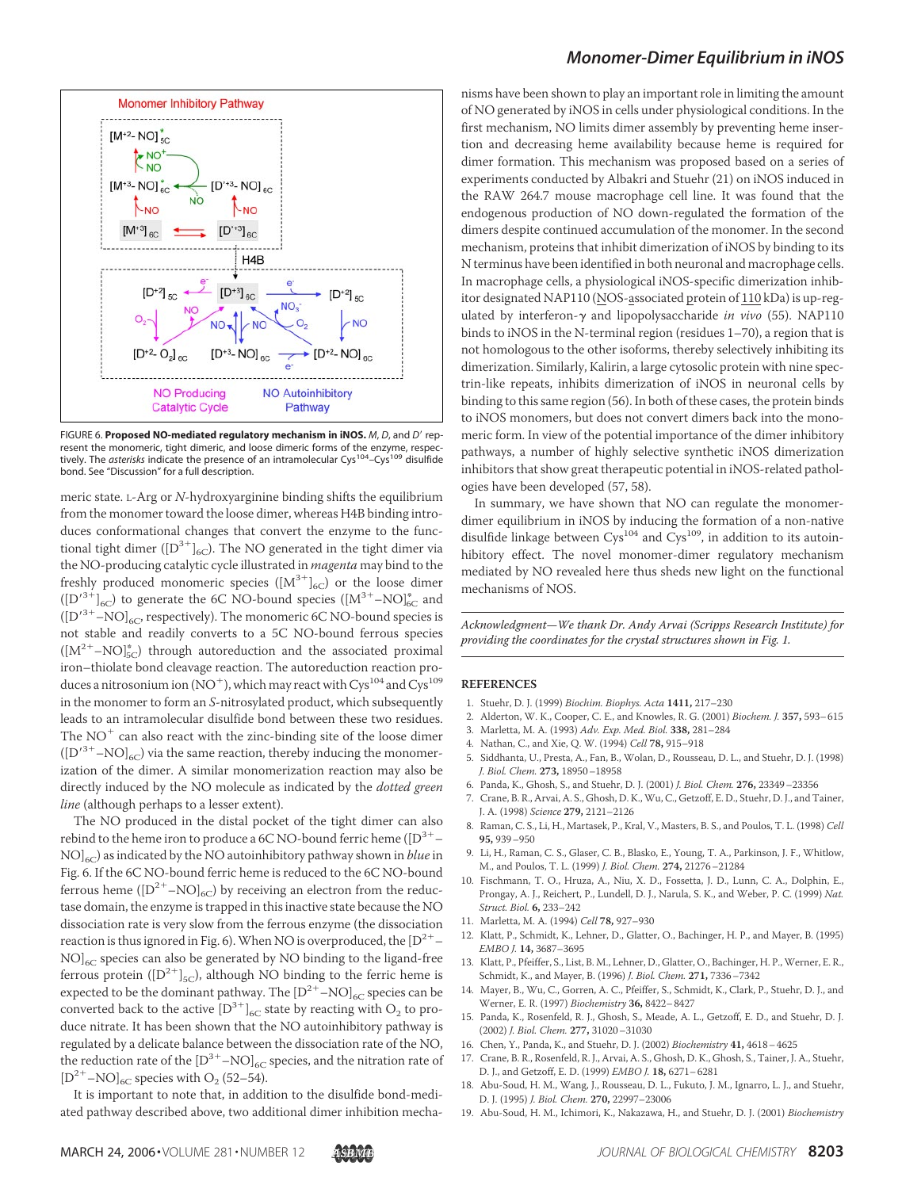FIGURE 6. **Proposed NO-mediated regulatory mechanism in iNOS.** *M*, *D*, and *D'* represent the monomeric, tight dimeric, and loose dimeric forms of the enzyme, respectively. The *asterisks* indicate the presence of an intramolecular Cys[104]–Cys[109] disulfide bond. See "Discussion" for a full description.

meric state. L-Arg or *N*-hydroxyarginine binding shifts the equilibrium from the monomer toward the loose dimer, whereas H4B binding introduces conformational changes that convert the enzyme to the functional tight dimer ($[D^{3+}]_{6C}$). The NO generated in the tight dimer via the NO-producing catalytic cycle illustrated in *magenta* may bind to the freshly produced monomeric species ($[M^{3+}]_{6C}$) or the loose dimer ($[D'^{3+}]_{6C}$) to generate the 6C NO-bound species ($[M^{3+}–NO]^{*}_{6C}$ and ($[D'^{3+}–NO]_{6C}$, respectively). The monomeric 6C NO-bound species is not stable and readily converts to a 5C NO-bound ferrous species ($[M^{2+}–NO]^{*}_{5C}$) through autoreduction and the associated proximal iron–thiolate bond cleavage reaction. The autoreduction reaction produces a nitrosonium ion ($NO^{+}$), which may react with Cys[104] and Cys[109] in the monomer to form an *S*-nitrosylated product, which subsequently leads to an intramolecular disulfide bond between these two residues. The $NO^{+}$ can also react with the zinc-binding site of the loose dimer ($[D'^{3+}–NO]_{6C}$) via the same reaction, thereby inducing the monomerization of the dimer. A similar monomerization reaction may also be directly induced by the NO molecule as indicated by the *dotted green line* (although perhaps to a lesser extent).

The NO produced in the distal pocket of the tight dimer can also rebind to the heme iron to produce a 6C NO-bound ferric heme ($[D^{3+}–NO]_{6C}$) as indicated by the NO autoinhibitory pathway shown in *blue* in Fig. 6. If the 6C NO-bound ferric heme is reduced to the 6C NO-bound ferrous heme ($[D^{2+}–NO]_{6C}$) by receiving an electron from the reductase domain, the enzyme is trapped in this inactive state because the NO dissociation rate is very slow from the ferrous enzyme (the dissociation reaction is thus ignored in Fig. 6). When NO is overproduced, the $[D^{2+}–NO]_{6C}$ species can also be generated by NO binding to the ligand-free ferrous protein ($[D^{2+}]_{5C}$), although NO binding to the ferric heme is expected to be the dominant pathway. The $[D^{2+}–NO]_{6C}$ species can be converted back to the active $[D^{3+}]_{6C}$ state by reacting with $O_2$ to produce nitrate. It has been shown that the NO autoinhibitory pathway is regulated by a delicate balance between the dissociation rate of the NO, the reduction rate of the $[D^{3+}–NO]_{6C}$ species, and the nitration rate of $[D^{2+}–NO]_{6C}$ species with $O_2$ (52–54).

It is important to note that, in addition to the disulfide bond-mediated pathway described above, two additional dimer inhibition mechanisms have been shown to play an important role in limiting the amount of NO generated by iNOS in cells under physiological conditions. In the first mechanism, NO limits dimer assembly by preventing heme insertion and decreasing heme availability because heme is required for dimer formation. This mechanism was proposed based on a series of experiments conducted by Albakri and Stuehr (21) on iNOS induced in the RAW 264.7 mouse macrophage cell line. It was found that the endogenous production of NO down-regulated the formation of the dimers despite continued accumulation of the monomer. In the second mechanism, proteins that inhibit dimerization of iNOS by binding to its N terminus have been identified in both neuronal and macrophage cells. In macrophage cells, a physiological iNOS-specific dimerization inhibitor designated NAP110 (NOS-associated protein of 110 kDa) is up-regulated by interferon-γ and lipopolysaccharide *in vivo* (55). NAP110 binds to iNOS in the N-terminal region (residues 1–70), a region that is not homologous to the other isoforms, thereby selectively inhibiting its dimerization. Similarly, Kalirin, a large cytosolic protein with nine spectrin-like repeats, inhibits dimerization of iNOS in neuronal cells by binding to this same region (56). In both of these cases, the protein binds to iNOS monomers, but does not convert dimers back into the monomeric form. In view of the potential importance of the dimer inhibitory pathways, a number of highly selective synthetic iNOS dimerization inhibitors that show great therapeutic potential in iNOS-related pathologies have been developed (57, 58).

In summary, we have shown that NO can regulate the monomer-dimer equilibrium in iNOS by inducing the formation of a non-native disulfide linkage between Cys[104] and Cys[109], in addition to its autoinhibitory effect. The novel monomer-dimer regulatory mechanism mediated by NO revealed here thus sheds new light on the functional mechanisms of NOS.

*Acknowledgment—We thank Dr. Andy Arvai (Scripps Research Institute) for providing the coordinates for the crystal structures shown in Fig. 1.*

## REFERENCES

1. Stuehr, D. J. (1999) *Biochim. Biophys. Acta* **1411,** 217–230
2. Alderton, W. K., Cooper, C. E., and Knowles, R. G. (2001) *Biochem. J.* **357,** 593–615
3. Marletta, M. A. (1993) *Adv. Exp. Med. Biol.* **338,** 281–284
4. Nathan, C., and Xie, Q. W. (1994) *Cell* **78,** 915–918
5. Siddhanta, U., Presta, A., Fan, B., Wolan, D., Rousseau, D. L., and Stuehr, D. J. (1998) *J. Biol. Chem.* **273,** 18950–18958
6. Panda, K., Ghosh, S., and Stuehr, D. J. (2001) *J. Biol. Chem.* **276,** 23349–23356
7. Crane, B. R., Arvai, A. S., Ghosh, D. K., Wu, C., Getzoff, E. D., Stuehr, D. J., and Tainer, J. A. (1998) *Science* **279,** 2121–2126
8. Raman, C. S., Li, H., Martasek, P., Kral, V., Masters, B. S., and Poulos, T. L. (1998) *Cell* **95,** 939–950
9. Li, H., Raman, C. S., Glaser, C. B., Blasko, E., Young, T. A., Parkinson, J. F., Whitlow, M., and Poulos, T. L. (1999) *J. Biol. Chem.* **274,** 21276–21284
10. Fischmann, T. O., Hruza, A., Niu, X. D., Fossetta, J. D., Lunn, C. A., Dolphin, E., Prongay, A. J., Reichert, P., Lundell, D. J., Narula, S. K., and Weber, P. C. (1999) *Nat. Struct. Biol.* **6,** 233–242
11. Marletta, M. A. (1994) *Cell* **78,** 927–930
12. Klatt, P., Schmidt, K., Lehner, D., Glatter, O., Bachinger, H. P., and Mayer, B. (1995) *EMBO J.* **14,** 3687–3695
13. Klatt, P., Pfeiffer, S., List, B. M., Lehner, D., Glatter, O., Bachinger, H. P., Werner, E. R., Schmidt, K., and Mayer, B. (1996) *J. Biol. Chem.* **271,** 7336–7342
14. Mayer, B., Wu, C., Gorren, A. C., Pfeiffer, S., Schmidt, K., Clark, P., Stuehr, D. J., and Werner, E. R. (1997) *Biochemistry* **36,** 8422–8427
15. Panda, K., Rosenfeld, R. J., Ghosh, S., Meade, A. L., Getzoff, E. D., and Stuehr, D. J. (2002) *J. Biol. Chem.* **277,** 31020–31030
16. Chen, Y., Panda, K., and Stuehr, D. J. (2002) *Biochemistry* **41,** 4618–4625
17. Crane, B. R., Rosenfeld, R. J., Arvai, A. S., Ghosh, D. K., Ghosh, S., Tainer, J. A., Stuehr, D. J., and Getzoff, E. D. (1999) *EMBO J.* **18,** 6271–6281
18. Abu-Soud, H. M., Wang, J., Rousseau, D. L., Fukuto, J. M., Ignarro, L. J., and Stuehr, D. J. (1995) *J. Biol. Chem.* **270,** 22997–23006
19. Abu-Soud, H. M., Ichimori, K., Nakazawa, H., and Stuehr, D. J. (2001) *Biochemistry*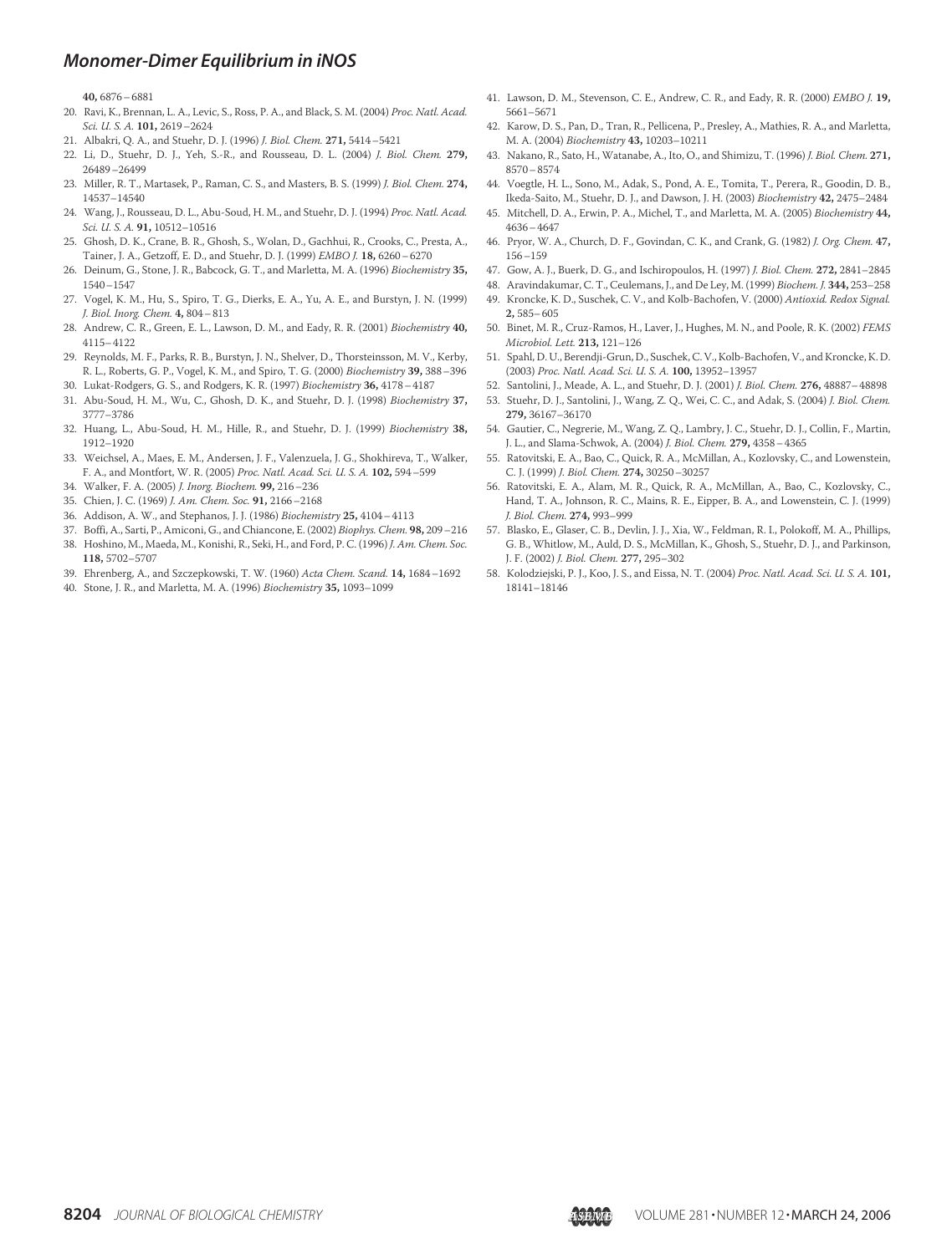40, 6876–6881

20. Ravi, K., Brennan, L. A., Levic, S., Ross, P. A., and Black, S. M. (2004) *Proc. Natl. Acad. Sci. U. S. A.* **101,** 2619–2624
21. Albakri, Q. A., and Stuehr, D. J. (1996) *J. Biol. Chem.* **271,** 5414–5421
22. Li, D., Stuehr, D. J., Yeh, S.-R., and Rousseau, D. L. (2004) *J. Biol. Chem.* **279,** 26489–26499
23. Miller, R. T., Martasek, P., Raman, C. S., and Masters, B. S. (1999) *J. Biol. Chem.* **274,** 14537–14540
24. Wang, J., Rousseau, D. L., Abu-Soud, H. M., and Stuehr, D. J. (1994) *Proc. Natl. Acad. Sci. U. S. A.* **91,** 10512–10516
25. Ghosh, D. K., Crane, B. R., Ghosh, S., Wolan, D., Gachhui, R., Crooks, C., Presta, A., Tainer, J. A., Getzoff, E. D., and Stuehr, D. J. (1999) *EMBO J.* **18,** 6260–6270
26. Deinum, G., Stone, J. R., Babcock, G. T., and Marletta, M. A. (1996) *Biochemistry* **35,** 1540–1547
27. Vogel, K. M., Hu, S., Spiro, T. G., Dierks, E. A., Yu, A. E., and Burstyn, J. N. (1999) *J. Biol. Inorg. Chem.* **4,** 804–813
28. Andrew, C. R., Green, E. L., Lawson, D. M., and Eady, R. R. (2001) *Biochemistry* **40,** 4115–4122
29. Reynolds, M. F., Parks, R. B., Burstyn, J. N., Shelver, D., Thorsteinsson, M. V., Kerby, R. L., Roberts, G. P., Vogel, K. M., and Spiro, T. G. (2000) *Biochemistry* **39,** 388–396
30. Lukat-Rodgers, G. S., and Rodgers, K. R. (1997) *Biochemistry* **36,** 4178–4187
31. Abu-Soud, H. M., Wu, C., Ghosh, D. K., and Stuehr, D. J. (1998) *Biochemistry* **37,** 3777–3786
32. Huang, L., Abu-Soud, H. M., Hille, R., and Stuehr, D. J. (1999) *Biochemistry* **38,** 1912–1920
33. Weichsel, A., Maes, E. M., Andersen, J. F., Valenzuela, J. G., Shokhireva, T., Walker, F. A., and Montfort, W. R. (2005) *Proc. Natl. Acad. Sci. U. S. A.* **102,** 594–599
34. Walker, F. A. (2005) *J. Inorg. Biochem.* **99,** 216–236
35. Chien, J. C. (1969) *J. Am. Chem. Soc.* **91,** 2166–2168
36. Addison, A. W., and Stephanos, J. J. (1986) *Biochemistry* **25,** 4104–4113
37. Boffi, A., Sarti, P., Amiconi, G., and Chiancone, E. (2002) *Biophys. Chem.* **98,** 209–216
38. Hoshino, M., Maeda, M., Konishi, R., Seki, H., and Ford, P. C. (1996) *J. Am. Chem. Soc.* **118,** 5702–5707
39. Ehrenberg, A., and Szczepkowski, T. W. (1960) *Acta Chem. Scand.* **14,** 1684–1692
40. Stone, J. R., and Marletta, M. A. (1996) *Biochemistry* **35,** 1093–1099
41. Lawson, D. M., Stevenson, C. E., Andrew, C. R., and Eady, R. R. (2000) *EMBO J.* **19,** 5661–5671
42. Karow, D. S., Pan, D., Tran, R., Pellicena, P., Presley, A., Mathies, R. A., and Marletta, M. A. (2004) *Biochemistry* **43,** 10203–10211
43. Nakano, R., Sato, H., Watanabe, A., Ito, O., and Shimizu, T. (1996) *J. Biol. Chem.* **271,** 8570–8574
44. Voegtle, H. L., Sono, M., Adak, S., Pond, A. E., Tomita, T., Perera, R., Goodin, D. B., Ikeda-Saito, M., Stuehr, D. J., and Dawson, J. H. (2003) *Biochemistry* **42,** 2475–2484
45. Mitchell, D. A., Erwin, P. A., Michel, T., and Marletta, M. A. (2005) *Biochemistry* **44,** 4636–4647
46. Pryor, W. A., Church, D. F., Govindan, C. K., and Crank, G. (1982) *J. Org. Chem.* **47,** 156–159
47. Gow, A. J., Buerk, D. G., and Ischiropoulos, H. (1997) *J. Biol. Chem.* **272,** 2841–2845
48. Aravindakumar, C. T., Ceulemans, J., and De Ley, M. (1999) *Biochem. J.* **344,** 253–258
49. Kroncke, K. D., Suschek, C. V., and Kolb-Bachofen, V. (2000) *Antioxid. Redox Signal.* **2,** 585–605
50. Binet, M. R., Cruz-Ramos, H., Laver, J., Hughes, M. N., and Poole, R. K. (2002) *FEMS Microbiol. Lett.* **213,** 121–126
51. Spahl, D. U., Berendji-Grun, D., Suschek, C. V., Kolb-Bachofen, V., and Kroncke, K. D. (2003) *Proc. Natl. Acad. Sci. U. S. A.* **100,** 13952–13957
52. Santolini, J., Meade, A. L., and Stuehr, D. J. (2001) *J. Biol. Chem.* **276,** 48887–48898
53. Stuehr, D. J., Santolini, J., Wang, Z. Q., Wei, C. C., and Adak, S. (2004) *J. Biol. Chem.* **279,** 36167–36170
54. Gautier, C., Negrerie, M., Wang, Z. Q., Lambry, J. C., Stuehr, D. J., Collin, F., Martin, J. L., and Slama-Schwok, A. (2004) *J. Biol. Chem.* **279,** 4358–4365
55. Ratovitski, E. A., Bao, C., Quick, R. A., McMillan, A., Kozlovsky, C., and Lowenstein, C. J. (1999) *J. Biol. Chem.* **274,** 30250–30257
56. Ratovitski, E. A., Alam, M. R., Quick, R. A., McMillan, A., Bao, C., Kozlovsky, C., Hand, T. A., Johnson, R. C., Mains, R. E., Eipper, B. A., and Lowenstein, C. J. (1999) *J. Biol. Chem.* **274,** 993–999
57. Blasko, E., Glaser, C. B., Devlin, J. J., Xia, W., Feldman, R. I., Polokoff, M. A., Phillips, G. B., Whitlow, M., Auld, D. S., McMillan, K., Ghosh, S., Stuehr, D. J., and Parkinson, J. F. (2002) *J. Biol. Chem.* **277,** 295–302
58. Kolodziejski, P. J., Koo, J. S., and Eissa, N. T. (2004) *Proc. Natl. Acad. Sci. U. S. A.* **101,** 18141–18146